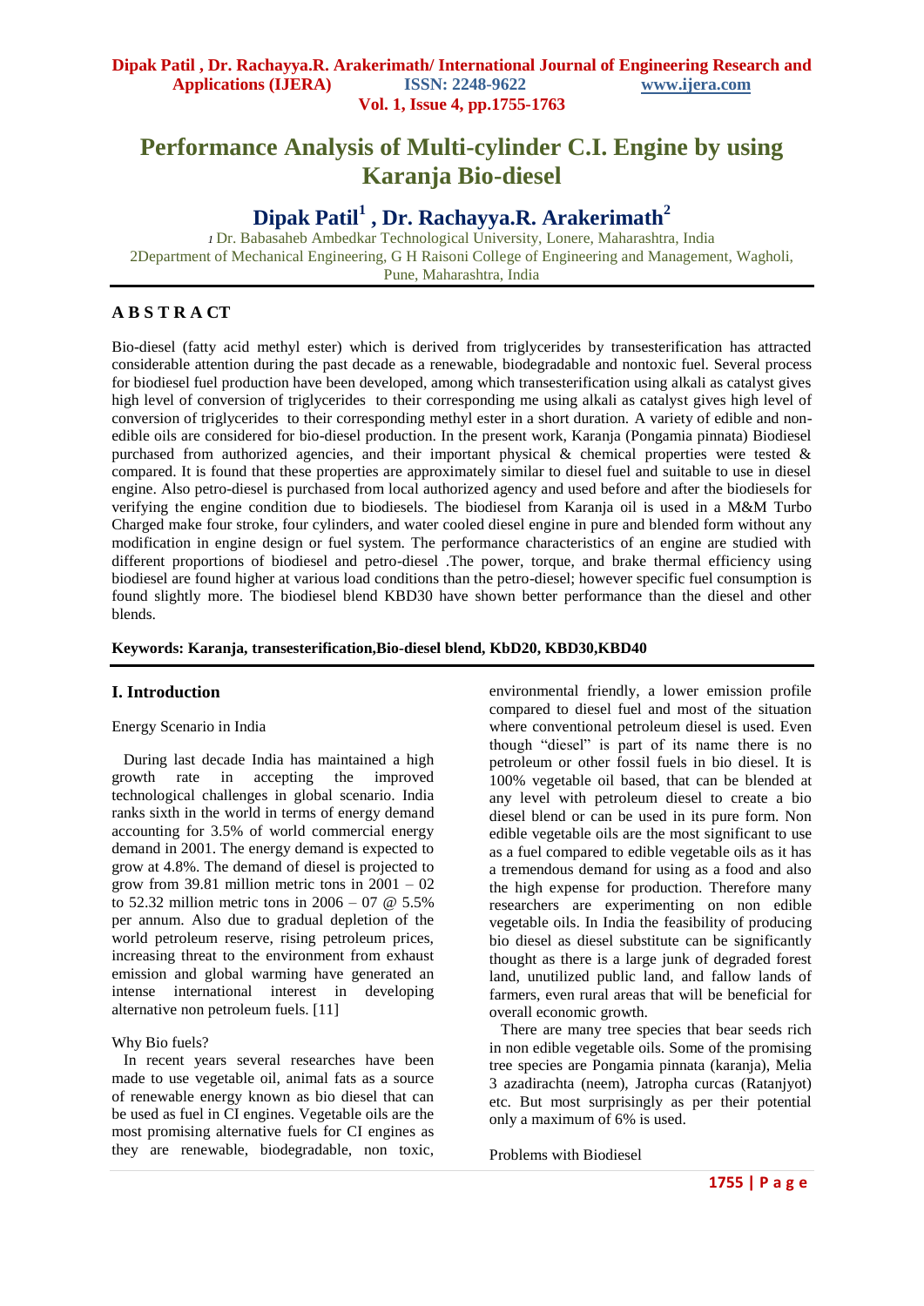# Performance Analysis of Multi-cylinder C.I. Engine by using Karanja Bio-diesel

**Dipak Patil[1] , Dr. Rachayya.R. Arakerimath[2]**

[1] Dr. Babasaheb Ambedkar Technological University, Lonere, Maharashtra, India
2Department of Mechanical Engineering, G H Raisoni College of Engineering and Management, Wagholi, Pune, Maharashtra, India

## A B S T R A CT

Bio-diesel (fatty acid methyl ester) which is derived from triglycerides by transesterification has attracted considerable attention during the past decade as a renewable, biodegradable and nontoxic fuel. Several process for biodiesel fuel production have been developed, among which transesterification using alkali as catalyst gives high level of conversion of triglycerides to their corresponding me using alkali as catalyst gives high level of conversion of triglycerides to their corresponding methyl ester in a short duration. A variety of edible and non-edible oils are considered for bio-diesel production. In the present work, Karanja (Pongamia pinnata) Biodiesel purchased from authorized agencies, and their important physical & chemical properties were tested & compared. It is found that these properties are approximately similar to diesel fuel and suitable to use in diesel engine. Also petro-diesel is purchased from local authorized agency and used before and after the biodiesels for verifying the engine condition due to biodiesels. The biodiesel from Karanja oil is used in a M&M Turbo Charged make four stroke, four cylinders, and water cooled diesel engine in pure and blended form without any modification in engine design or fuel system. The performance characteristics of an engine are studied with different proportions of biodiesel and petro-diesel .The power, torque, and brake thermal efficiency using biodiesel are found higher at various load conditions than the petro-diesel; however specific fuel consumption is found slightly more. The biodiesel blend KBD30 have shown better performance than the diesel and other blends.

**Keywords: Karanja, transesterification,Bio-diesel blend, KbD20, KBD30,KBD40**

## I. Introduction

Energy Scenario in India

During last decade India has maintained a high growth rate in accepting the improved technological challenges in global scenario. India ranks sixth in the world in terms of energy demand accounting for 3.5% of world commercial energy demand in 2001. The energy demand is expected to grow at 4.8%. The demand of diesel is projected to grow from 39.81 million metric tons in 2001 – 02 to 52.32 million metric tons in 2006 – 07 @ 5.5% per annum. Also due to gradual depletion of the world petroleum reserve, rising petroleum prices, increasing threat to the environment from exhaust emission and global warming have generated an intense international interest in developing alternative non petroleum fuels. [11]

Why Bio fuels?

In recent years several researches have been made to use vegetable oil, animal fats as a source of renewable energy known as bio diesel that can be used as fuel in CI engines. Vegetable oils are the most promising alternative fuels for CI engines as they are renewable, biodegradable, non toxic, environmental friendly, a lower emission profile compared to diesel fuel and most of the situation where conventional petroleum diesel is used. Even though "diesel" is part of its name there is no petroleum or other fossil fuels in bio diesel. It is 100% vegetable oil based, that can be blended at any level with petroleum diesel to create a bio diesel blend or can be used in its pure form. Non edible vegetable oils are the most significant to use as a fuel compared to edible vegetable oils as it has a tremendous demand for using as a food and also the high expense for production. Therefore many researchers are experimenting on non edible vegetable oils. In India the feasibility of producing bio diesel as diesel substitute can be significantly thought as there is a large junk of degraded forest land, unutilized public land, and fallow lands of farmers, even rural areas that will be beneficial for overall economic growth.

There are many tree species that bear seeds rich in non edible vegetable oils. Some of the promising tree species are Pongamia pinnata (karanja), Melia 3 azadirachta (neem), Jatropha curcas (Ratanjyot) etc. But most surprisingly as per their potential only a maximum of 6% is used.

Problems with Biodiesel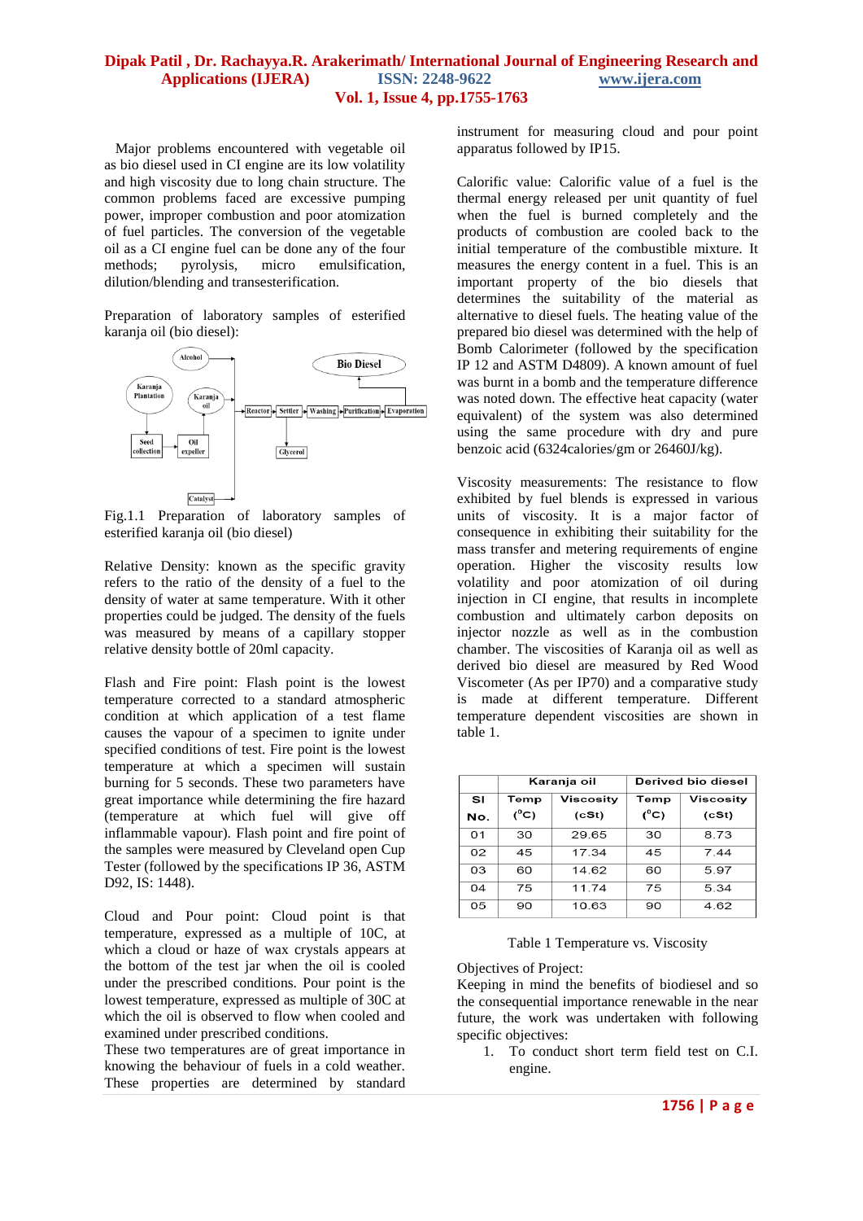Major problems encountered with vegetable oil as bio diesel used in CI engine are its low volatility and high viscosity due to long chain structure. The common problems faced are excessive pumping power, improper combustion and poor atomization of fuel particles. The conversion of the vegetable oil as a CI engine fuel can be done any of the four methods; pyrolysis, micro emulsification, dilution/blending and transesterification.

Preparation of laboratory samples of esterified karanja oil (bio diesel):

Fig.1.1 Preparation of laboratory samples of esterified karanja oil (bio diesel)

Relative Density: known as the specific gravity refers to the ratio of the density of a fuel to the density of water at same temperature. With it other properties could be judged. The density of the fuels was measured by means of a capillary stopper relative density bottle of 20ml capacity.

Flash and Fire point: Flash point is the lowest temperature corrected to a standard atmospheric condition at which application of a test flame causes the vapour of a specimen to ignite under specified conditions of test. Fire point is the lowest temperature at which a specimen will sustain burning for 5 seconds. These two parameters have great importance while determining the fire hazard (temperature at which fuel will give off inflammable vapour). Flash point and fire point of the samples were measured by Cleveland open Cup Tester (followed by the specifications IP 36, ASTM D92, IS: 1448).

Cloud and Pour point: Cloud point is that temperature, expressed as a multiple of 10C, at which a cloud or haze of wax crystals appears at the bottom of the test jar when the oil is cooled under the prescribed conditions. Pour point is the lowest temperature, expressed as multiple of 30C at which the oil is observed to flow when cooled and examined under prescribed conditions.
These two temperatures are of great importance in knowing the behaviour of fuels in a cold weather. These properties are determined by standard instrument for measuring cloud and pour point apparatus followed by IP15.

Calorific value: Calorific value of a fuel is the thermal energy released per unit quantity of fuel when the fuel is burned completely and the products of combustion are cooled back to the initial temperature of the combustible mixture. It measures the energy content in a fuel. This is an important property of the bio diesels that determines the suitability of the material as alternative to diesel fuels. The heating value of the prepared bio diesel was determined with the help of Bomb Calorimeter (followed by the specification IP 12 and ASTM D4809). A known amount of fuel was burnt in a bomb and the temperature difference was noted down. The effective heat capacity (water equivalent) of the system was also determined using the same procedure with dry and pure benzoic acid (6324calories/gm or 26460J/kg).

Viscosity measurements: The resistance to flow exhibited by fuel blends is expressed in various units of viscosity. It is a major factor of consequence in exhibiting their suitability for the mass transfer and metering requirements of engine operation. Higher the viscosity results low volatility and poor atomization of oil during injection in CI engine, that results in incomplete combustion and ultimately carbon deposits on injector nozzle as well as in the combustion chamber. The viscosities of Karanja oil as well as derived bio diesel are measured by Red Wood Viscometer (As per IP70) and a comparative study is made at different temperature. Different temperature dependent viscosities are shown in table 1.

| | Karanja oil | | Derived bio diesel | |
|---|---|---|---|---|
| Sl No. | Temp ($^{0}$C) | Viscosity (cSt) | Temp ($^{0}$C) | Viscosity (cSt) |
| 01 | 30 | 29.65 | 30 | 8.73 |
| 02 | 45 | 17.34 | 45 | 7.44 |
| 03 | 60 | 14.62 | 60 | 5.97 |
| 04 | 75 | 11.74 | 75 | 5.34 |
| 05 | 90 | 10.63 | 90 | 4.62 |

Table 1 Temperature vs. Viscosity

Objectives of Project:
Keeping in mind the benefits of biodiesel and so the consequential importance renewable in the near future, the work was undertaken with following specific objectives:

1. To conduct short term field test on C.I. engine.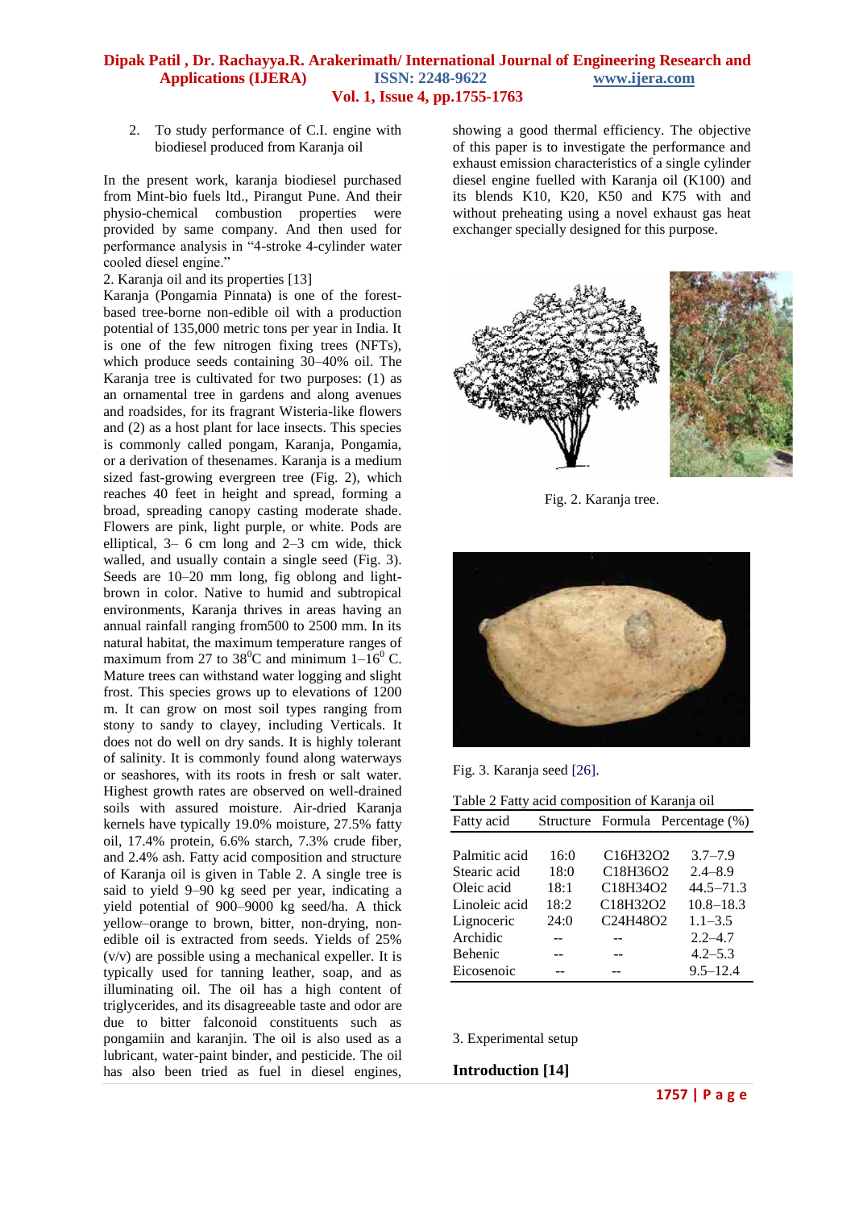2. To study performance of C.I. engine with biodiesel produced from Karanja oil

In the present work, karanja biodiesel purchased from Mint-bio fuels ltd., Pirangut Pune. And their physio-chemical combustion properties were provided by same company. And then used for performance analysis in "4-stroke 4-cylinder water cooled diesel engine."

2. Karanja oil and its properties [13]

Karanja (Pongamia Pinnata) is one of the forest-based tree-borne non-edible oil with a production potential of 135,000 metric tons per year in India. It is one of the few nitrogen fixing trees (NFTs), which produce seeds containing 30–40% oil. The Karanja tree is cultivated for two purposes: (1) as an ornamental tree in gardens and along avenues and roadsides, for its fragrant Wisteria-like flowers and (2) as a host plant for lace insects. This species is commonly called pongam, Karanja, Pongamia, or a derivation of thesenames. Karanja is a medium sized fast-growing evergreen tree (Fig. 2), which reaches 40 feet in height and spread, forming a broad, spreading canopy casting moderate shade. Flowers are pink, light purple, or white. Pods are elliptical, 3– 6 cm long and 2–3 cm wide, thick walled, and usually contain a single seed (Fig. 3). Seeds are 10–20 mm long, fig oblong and light-brown in color. Native to humid and subtropical environments, Karanja thrives in areas having an annual rainfall ranging from500 to 2500 mm. In its natural habitat, the maximum temperature ranges of maximum from 27 to 38$^0$C and minimum 1–16$^0$ C. Mature trees can withstand water logging and slight frost. This species grows up to elevations of 1200 m. It can grow on most soil types ranging from stony to sandy to clayey, including Verticals. It does not do well on dry sands. It is highly tolerant of salinity. It is commonly found along waterways or seashores, with its roots in fresh or salt water. Highest growth rates are observed on well-drained soils with assured moisture. Air-dried Karanja kernels have typically 19.0% moisture, 27.5% fatty oil, 17.4% protein, 6.6% starch, 7.3% crude fiber, and 2.4% ash. Fatty acid composition and structure of Karanja oil is given in Table 2. A single tree is said to yield 9–90 kg seed per year, indicating a yield potential of 900–9000 kg seed/ha. A thick yellow–orange to brown, bitter, non-drying, non-edible oil is extracted from seeds. Yields of 25% (v/v) are possible using a mechanical expeller. It is typically used for tanning leather, soap, and as illuminating oil. The oil has a high content of triglycerides, and its disagreeable taste and odor are due to bitter falconoid constituents such as pongamiin and karanjin. The oil is also used as a lubricant, water-paint binder, and pesticide. The oil has also been tried as fuel in diesel engines, showing a good thermal efficiency. The objective of this paper is to investigate the performance and exhaust emission characteristics of a single cylinder diesel engine fuelled with Karanja oil (K100) and its blends K10, K20, K50 and K75 with and without preheating using a novel exhaust gas heat exchanger specially designed for this purpose.

Fig. 2. Karanja tree.

Fig. 3. Karanja seed [26].

Table 2 Fatty acid composition of Karanja oil

| Fatty acid | Structure | Formula | Percentage (%) |
|---|---|---|---|
| Palmitic acid | 16:0 | $C_{16}H_{32}O_2$ | 3.7–7.9 |
| Stearic acid | 18:0 | $C_{18}H_{36}O_2$ | 2.4–8.9 |
| Oleic acid | 18:1 | $C_{18}H_{34}O_2$ | 44.5–71.3 |
| Linoleic acid | 18:2 | $C_{18}H_{32}O_2$ | 10.8–18.3 |
| Lignoceric | 24:0 | $C_{24}H_{48}O_2$ | 1.1–3.5 |
| Archidic | -- | -- | 2.2–4.7 |
| Behenic | -- | -- | 4.2–5.3 |
| Eicosenoic | -- | -- | 9.5–12.4 |

3. Experimental setup

**Introduction [14]**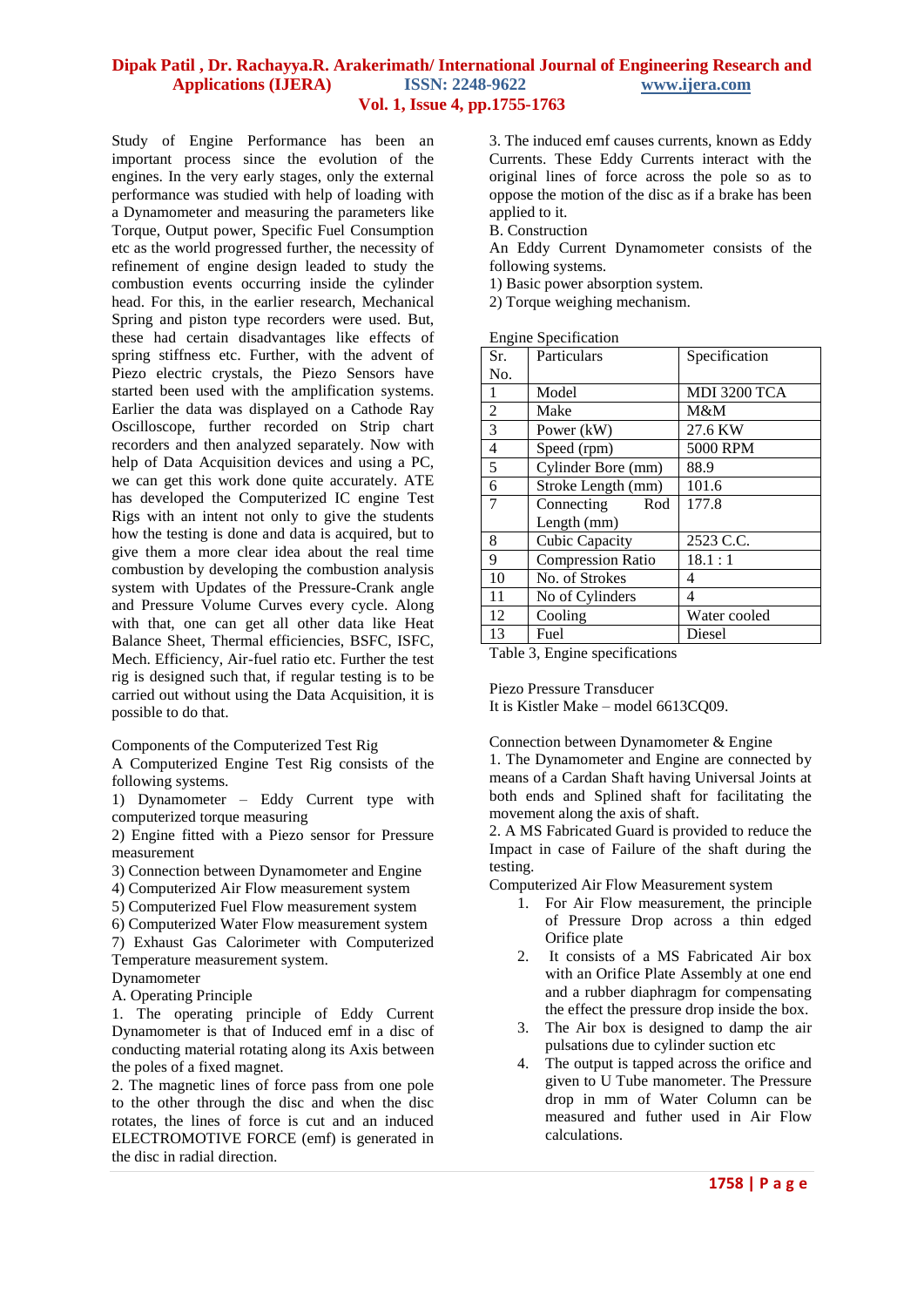Study of Engine Performance has been an important process since the evolution of the engines. In the very early stages, only the external performance was studied with help of loading with a Dynamometer and measuring the parameters like Torque, Output power, Specific Fuel Consumption etc as the world progressed further, the necessity of refinement of engine design leaded to study the combustion events occurring inside the cylinder head. For this, in the earlier research, Mechanical Spring and piston type recorders were used. But, these had certain disadvantages like effects of spring stiffness etc. Further, with the advent of Piezo electric crystals, the Piezo Sensors have started been used with the amplification systems. Earlier the data was displayed on a Cathode Ray Oscilloscope, further recorded on Strip chart recorders and then analyzed separately. Now with help of Data Acquisition devices and using a PC, we can get this work done quite accurately. ATE has developed the Computerized IC engine Test Rigs with an intent not only to give the students how the testing is done and data is acquired, but to give them a more clear idea about the real time combustion by developing the combustion analysis system with Updates of the Pressure-Crank angle and Pressure Volume Curves every cycle. Along with that, one can get all other data like Heat Balance Sheet, Thermal efficiencies, BSFC, ISFC, Mech. Efficiency, Air-fuel ratio etc. Further the test rig is designed such that, if regular testing is to be carried out without using the Data Acquisition, it is possible to do that.

Components of the Computerized Test Rig

A Computerized Engine Test Rig consists of the following systems.

1) Dynamometer – Eddy Current type with computerized torque measuring
2) Engine fitted with a Piezo sensor for Pressure measurement
3) Connection between Dynamometer and Engine
4) Computerized Air Flow measurement system
5) Computerized Fuel Flow measurement system
6) Computerized Water Flow measurement system
7) Exhaust Gas Calorimeter with Computerized Temperature measurement system.

Dynamometer

A. Operating Principle

1. The operating principle of Eddy Current Dynamometer is that of Induced emf in a disc of conducting material rotating along its Axis between the poles of a fixed magnet.

2. The magnetic lines of force pass from one pole to the other through the disc and when the disc rotates, the lines of force is cut and an induced ELECTROMOTIVE FORCE (emf) is generated in the disc in radial direction.

3. The induced emf causes currents, known as Eddy Currents. These Eddy Currents interact with the original lines of force across the pole so as to oppose the motion of the disc as if a brake has been applied to it.

B. Construction

An Eddy Current Dynamometer consists of the following systems.

1) Basic power absorption system.
2) Torque weighing mechanism.

Engine Specification

| Sr. No. | Particulars | Specification |
|---|---|---|
| 1 | Model | MDI 3200 TCA |
| 2 | Make | M&M |
| 3 | Power (kW) | 27.6 KW |
| 4 | Speed (rpm) | 5000 RPM |
| 5 | Cylinder Bore (mm) | 88.9 |
| 6 | Stroke Length (mm) | 101.6 |
| 7 | Connecting Rod Length (mm) | 177.8 |
| 8 | Cubic Capacity | 2523 C.C. |
| 9 | Compression Ratio | 18.1 : 1 |
| 10 | No. of Strokes | 4 |
| 11 | No of Cylinders | 4 |
| 12 | Cooling | Water cooled |
| 13 | Fuel | Diesel |

Table 3, Engine specifications

Piezo Pressure Transducer

It is Kistler Make – model 6613CQ09.

Connection between Dynamometer & Engine

1. The Dynamometer and Engine are connected by means of a Cardan Shaft having Universal Joints at both ends and Splined shaft for facilitating the movement along the axis of shaft.

2. A MS Fabricated Guard is provided to reduce the Impact in case of Failure of the shaft during the testing.

Computerized Air Flow Measurement system

1. For Air Flow measurement, the principle of Pressure Drop across a thin edged Orifice plate
2. It consists of a MS Fabricated Air box with an Orifice Plate Assembly at one end and a rubber diaphragm for compensating the effect the pressure drop inside the box.
3. The Air box is designed to damp the air pulsations due to cylinder suction etc
4. The output is tapped across the orifice and given to U Tube manometer. The Pressure drop in mm of Water Column can be measured and futher used in Air Flow calculations.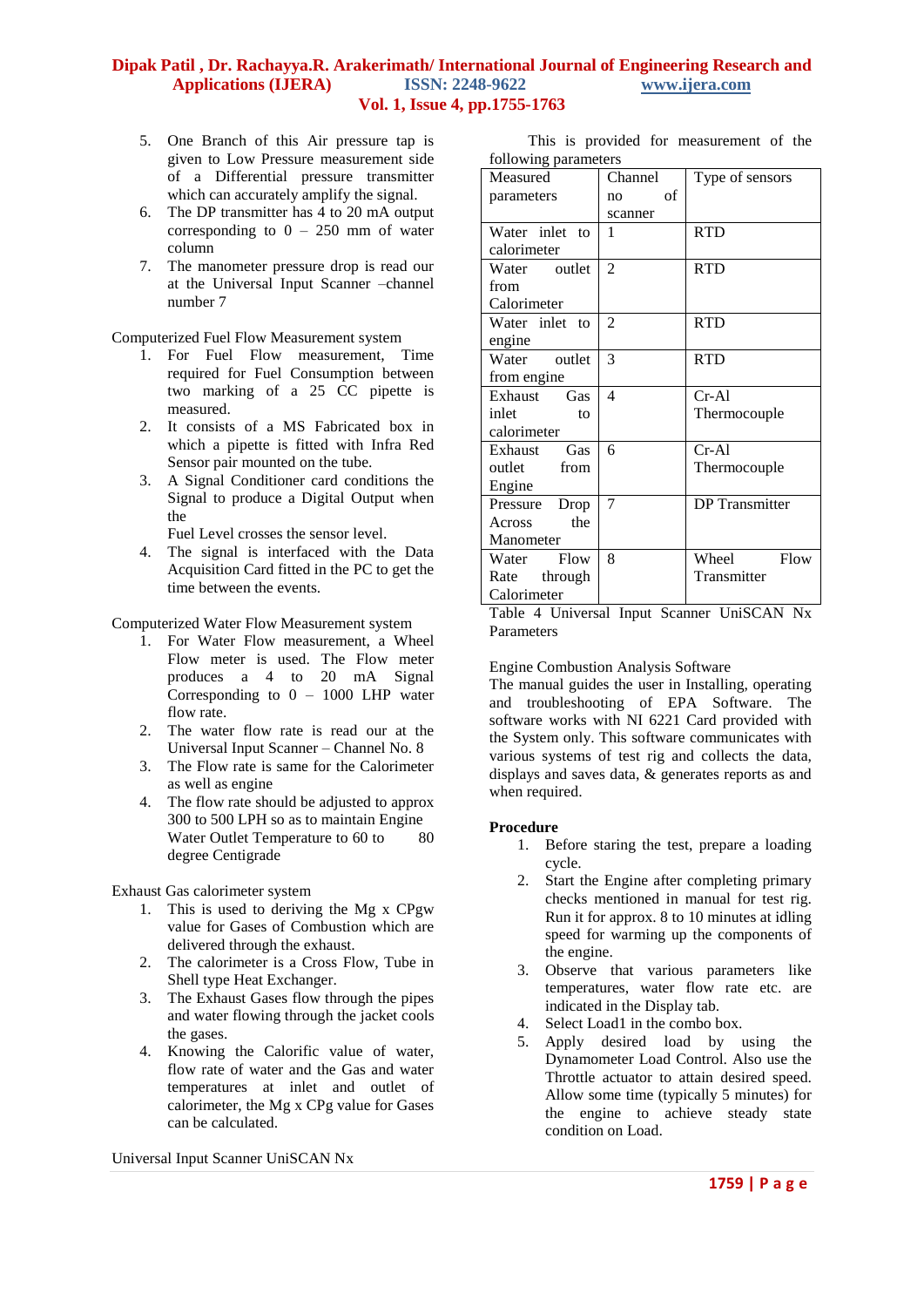5. One Branch of this Air pressure tap is given to Low Pressure measurement side of a Differential pressure transmitter which can accurately amplify the signal.
6. The DP transmitter has 4 to 20 mA output corresponding to 0 – 250 mm of water column
7. The manometer pressure drop is read our at the Universal Input Scanner –channel number 7

Computerized Fuel Flow Measurement system

1. For Fuel Flow measurement, Time required for Fuel Consumption between two marking of a 25 CC pipette is measured.
2. It consists of a MS Fabricated box in which a pipette is fitted with Infra Red Sensor pair mounted on the tube.
3. A Signal Conditioner card conditions the Signal to produce a Digital Output when the
   Fuel Level crosses the sensor level.
4. The signal is interfaced with the Data Acquisition Card fitted in the PC to get the time between the events.

Computerized Water Flow Measurement system

1. For Water Flow measurement, a Wheel Flow meter is used. The Flow meter produces a 4 to 20 mA Signal Corresponding to 0 – 1000 LHP water flow rate.
2. The water flow rate is read our at the Universal Input Scanner – Channel No. 8
3. The Flow rate is same for the Calorimeter as well as engine
4. The flow rate should be adjusted to approx 300 to 500 LPH so as to maintain Engine Water Outlet Temperature to 60 to 80 degree Centigrade

Exhaust Gas calorimeter system

1. This is used to deriving the Mg x CPgw value for Gases of Combustion which are delivered through the exhaust.
2. The calorimeter is a Cross Flow, Tube in Shell type Heat Exchanger.
3. The Exhaust Gases flow through the pipes and water flowing through the jacket cools the gases.
4. Knowing the Calorific value of water, flow rate of water and the Gas and water temperatures at inlet and outlet of calorimeter, the Mg x CPg value for Gases can be calculated.

Universal Input Scanner UniSCAN Nx

This is provided for measurement of the following parameters

| Measured parameters | Channel no of scanner | Type of sensors |
|---|---|---|
| Water inlet to calorimeter | 1 | RTD |
| Water outlet from Calorimeter | 2 | RTD |
| Water inlet to engine | 2 | RTD |
| Water outlet from engine | 3 | RTD |
| Exhaust Gas inlet to calorimeter | 4 | Cr-Al Thermocouple |
| Exhaust Gas outlet from Engine | 6 | Cr-Al Thermocouple |
| Pressure Drop Across the Manometer | 7 | DP Transmitter |
| Water Flow Rate through Calorimeter | 8 | Wheel Flow Transmitter |

Table 4 Universal Input Scanner UniSCAN Nx Parameters

Engine Combustion Analysis Software

The manual guides the user in Installing, operating and troubleshooting of EPA Software. The software works with NI 6221 Card provided with the System only. This software communicates with various systems of test rig and collects the data, displays and saves data, & generates reports as and when required.

**Procedure**

1. Before staring the test, prepare a loading cycle.
2. Start the Engine after completing primary checks mentioned in manual for test rig. Run it for approx. 8 to 10 minutes at idling speed for warming up the components of the engine.
3. Observe that various parameters like temperatures, water flow rate etc. are indicated in the Display tab.
4. Select Load1 in the combo box.
5. Apply desired load by using the Dynamometer Load Control. Also use the Throttle actuator to attain desired speed. Allow some time (typically 5 minutes) for the engine to achieve steady state condition on Load.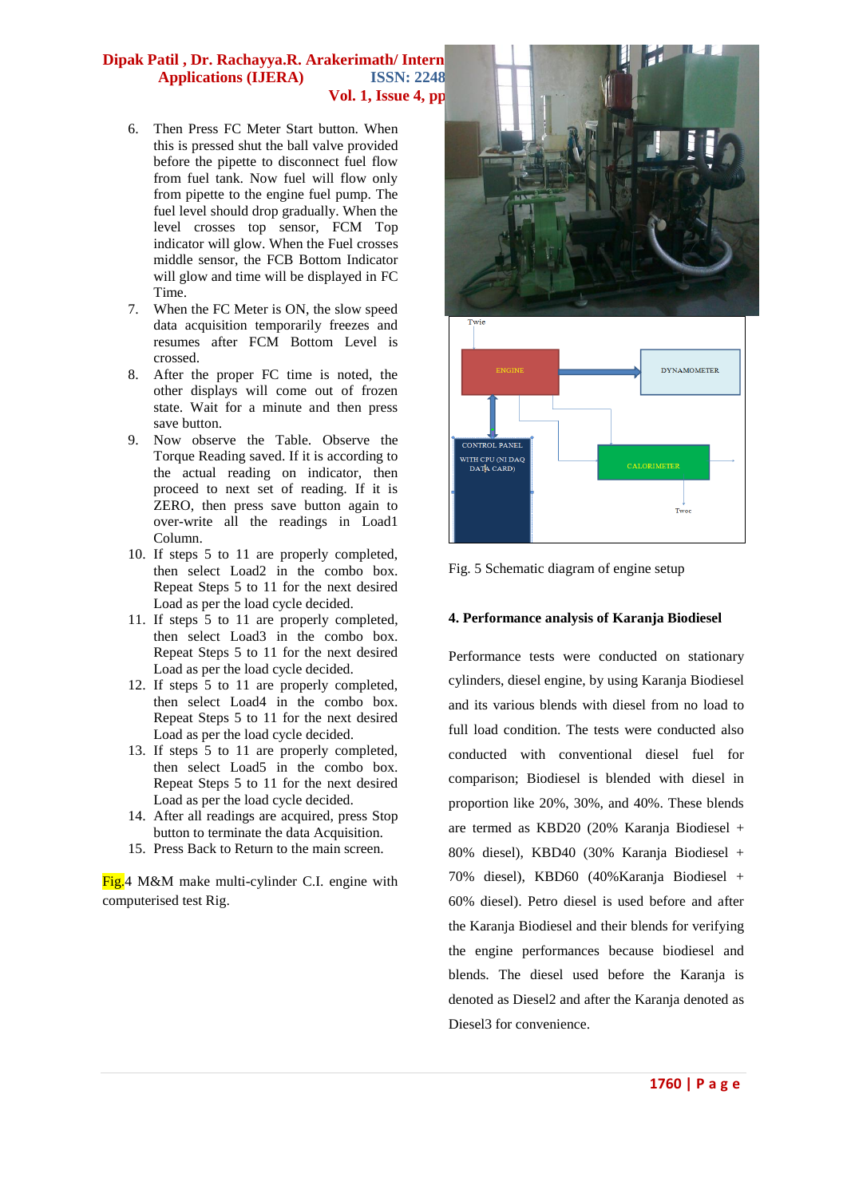6. Then Press FC Meter Start button. When this is pressed shut the ball valve provided before the pipette to disconnect fuel flow from fuel tank. Now fuel will flow only from pipette to the engine fuel pump. The fuel level should drop gradually. When the level crosses top sensor, FCM Top indicator will glow. When the Fuel crosses middle sensor, the FCB Bottom Indicator will glow and time will be displayed in FC Time.
7. When the FC Meter is ON, the slow speed data acquisition temporarily freezes and resumes after FCM Bottom Level is crossed.
8. After the proper FC time is noted, the other displays will come out of frozen state. Wait for a minute and then press save button.
9. Now observe the Table. Observe the Torque Reading saved. If it is according to the actual reading on indicator, then proceed to next set of reading. If it is ZERO, then press save button again to over-write all the readings in Load1 Column.
10. If steps 5 to 11 are properly completed, then select Load2 in the combo box. Repeat Steps 5 to 11 for the next desired Load as per the load cycle decided.
11. If steps 5 to 11 are properly completed, then select Load3 in the combo box. Repeat Steps 5 to 11 for the next desired Load as per the load cycle decided.
12. If steps 5 to 11 are properly completed, then select Load4 in the combo box. Repeat Steps 5 to 11 for the next desired Load as per the load cycle decided.
13. If steps 5 to 11 are properly completed, then select Load5 in the combo box. Repeat Steps 5 to 11 for the next desired Load as per the load cycle decided.
14. After all readings are acquired, press Stop button to terminate the data Acquisition.
15. Press Back to Return to the main screen.

Fig.4 M&M make multi-cylinder C.I. engine with computerised test Rig.

Fig. 5 Schematic diagram of engine setup

## 4. Performance analysis of Karanja Biodiesel

Performance tests were conducted on stationary cylinders, diesel engine, by using Karanja Biodiesel and its various blends with diesel from no load to full load condition. The tests were conducted also conducted with conventional diesel fuel for comparison; Biodiesel is blended with diesel in proportion like 20%, 30%, and 40%. These blends are termed as KBD20 (20% Karanja Biodiesel + 80% diesel), KBD40 (30% Karanja Biodiesel + 70% diesel), KBD60 (40%Karanja Biodiesel + 60% diesel). Petro diesel is used before and after the Karanja Biodiesel and their blends for verifying the engine performances because biodiesel and blends. The diesel used before the Karanja is denoted as Diesel2 and after the Karanja denoted as Diesel3 for convenience.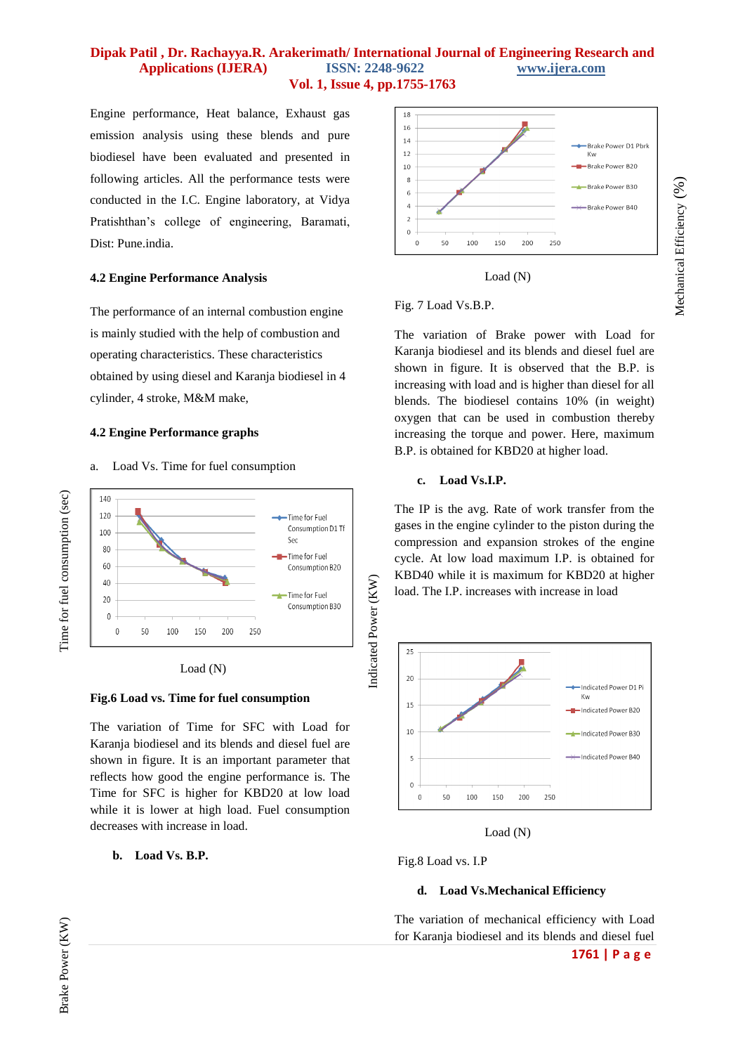Engine performance, Heat balance, Exhaust gas emission analysis using these blends and pure biodiesel have been evaluated and presented in following articles. All the performance tests were conducted in the I.C. Engine laboratory, at Vidya Pratishthan's college of engineering, Baramati, Dist: Pune.india.

### 4.2 Engine Performance Analysis

The performance of an internal combustion engine is mainly studied with the help of combustion and operating characteristics. These characteristics obtained by using diesel and Karanja biodiesel in 4 cylinder, 4 stroke, M&M make,

### 4.2 Engine Performance graphs

a. Load Vs. Time for fuel consumption

**Fig.6 Load vs. Time for fuel consumption**

The variation of Time for SFC with Load for Karanja biodiesel and its blends and diesel fuel are shown in figure. It is an important parameter that reflects how good the engine performance is. The Time for SFC is higher for KBD20 at low load while it is lower at high load. Fuel consumption decreases with increase in load.

**b. Load Vs. B.P.**

Fig. 7 Load Vs.B.P.

The variation of Brake power with Load for Karanja biodiesel and its blends and diesel fuel are shown in figure. It is observed that the B.P. is increasing with load and is higher than diesel for all blends. The biodiesel contains 10% (in weight) oxygen that can be used in combustion thereby increasing the torque and power. Here, maximum B.P. is obtained for KBD20 at higher load.

**c. Load Vs.I.P.**

The IP is the avg. Rate of work transfer from the gases in the engine cylinder to the piston during the compression and expansion strokes of the engine cycle. At low load maximum I.P. is obtained for KBD40 while it is maximum for KBD20 at higher load. The I.P. increases with increase in load

Fig.8 Load vs. I.P

**d. Load Vs.Mechanical Efficiency**

The variation of mechanical efficiency with Load for Karanja biodiesel and its blends and diesel fuel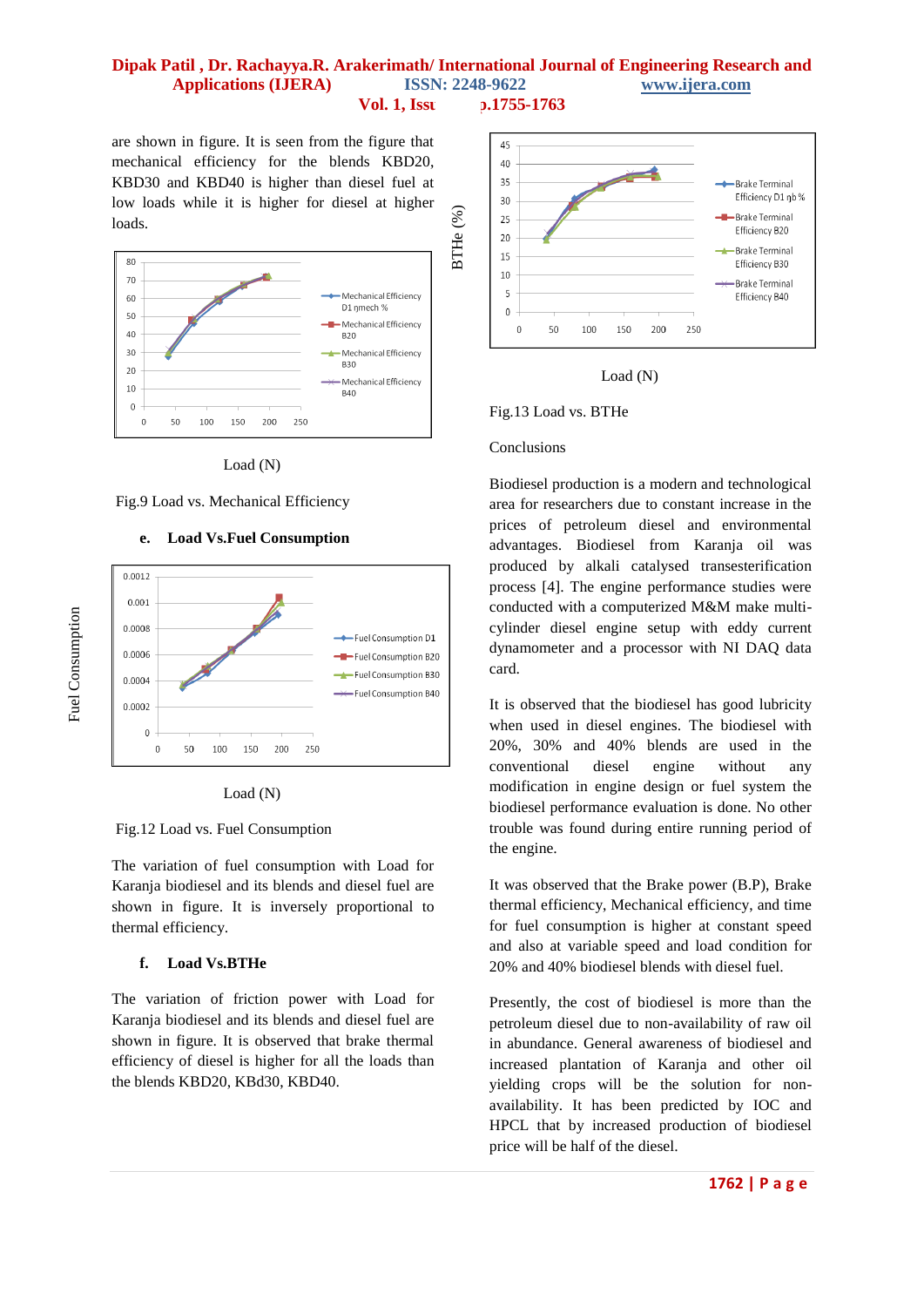are shown in figure. It is seen from the figure that mechanical efficiency for the blends KBD20, KBD30 and KBD40 is higher than diesel fuel at low loads while it is higher for diesel at higher loads.

Load (N)

Fig.9 Load vs. Mechanical Efficiency

### e. Load Vs.Fuel Consumption

Load (N)

Fig.12 Load vs. Fuel Consumption

The variation of fuel consumption with Load for Karanja biodiesel and its blends and diesel fuel are shown in figure. It is inversely proportional to thermal efficiency.

### f. Load Vs.BTHe

The variation of friction power with Load for Karanja biodiesel and its blends and diesel fuel are shown in figure. It is observed that brake thermal efficiency of diesel is higher for all the loads than the blends KBD20, KBd30, KBD40.

Load (N)

Fig.13 Load vs. BTHe

## Conclusions

Biodiesel production is a modern and technological area for researchers due to constant increase in the prices of petroleum diesel and environmental advantages. Biodiesel from Karanja oil was produced by alkali catalysed transesterification process [4]. The engine performance studies were conducted with a computerized M&M make multi-cylinder diesel engine setup with eddy current dynamometer and a processor with NI DAQ data card.

It is observed that the biodiesel has good lubricity when used in diesel engines. The biodiesel with 20%, 30% and 40% blends are used in the conventional diesel engine without any modification in engine design or fuel system the biodiesel performance evaluation is done. No other trouble was found during entire running period of the engine.

It was observed that the Brake power (B.P), Brake thermal efficiency, Mechanical efficiency, and time for fuel consumption is higher at constant speed and also at variable speed and load condition for 20% and 40% biodiesel blends with diesel fuel.

Presently, the cost of biodiesel is more than the petroleum diesel due to non-availability of raw oil in abundance. General awareness of biodiesel and increased plantation of Karanja and other oil yielding crops will be the solution for non-availability. It has been predicted by IOC and HPCL that by increased production of biodiesel price will be half of the diesel.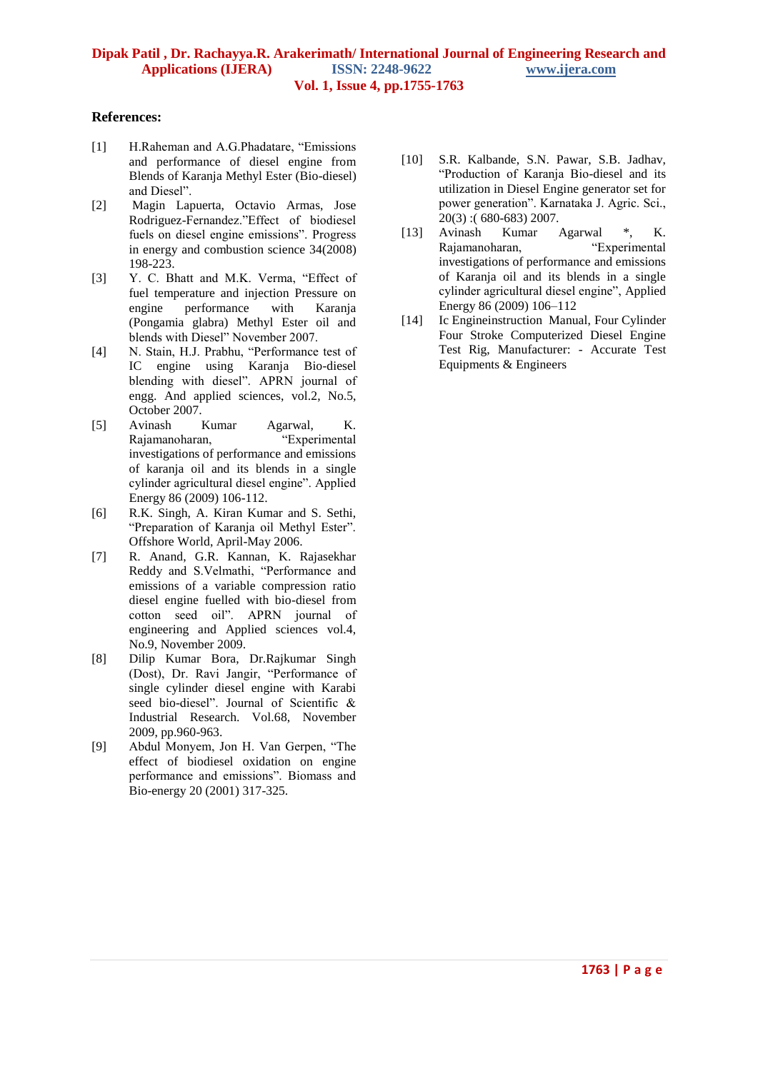## References:

[1] H.Raheman and A.G.Phadatare, "Emissions and performance of diesel engine from Blends of Karanja Methyl Ester (Bio-diesel) and Diesel".

[2] Magin Lapuerta, Octavio Armas, Jose Rodriguez-Fernandez."Effect of biodiesel fuels on diesel engine emissions". Progress in energy and combustion science 34(2008) 198-223.

[3] Y. C. Bhatt and M.K. Verma, "Effect of fuel temperature and injection Pressure on engine performance with Karanja (Pongamia glabra) Methyl Ester oil and blends with Diesel" November 2007.

[4] N. Stain, H.J. Prabhu, "Performance test of IC engine using Karanja Bio-diesel blending with diesel". APRN journal of engg. And applied sciences, vol.2, No.5, October 2007.

[5] Avinash Kumar Agarwal, K. Rajamanoharan, "Experimental investigations of performance and emissions of karanja oil and its blends in a single cylinder agricultural diesel engine". Applied Energy 86 (2009) 106-112.

[6] R.K. Singh, A. Kiran Kumar and S. Sethi, "Preparation of Karanja oil Methyl Ester". Offshore World, April-May 2006.

[7] R. Anand, G.R. Kannan, K. Rajasekhar Reddy and S.Velmathi, "Performance and emissions of a variable compression ratio diesel engine fuelled with bio-diesel from cotton seed oil". APRN journal of engineering and Applied sciences vol.4, No.9, November 2009.

[8] Dilip Kumar Bora, Dr.Rajkumar Singh (Dost), Dr. Ravi Jangir, "Performance of single cylinder diesel engine with Karabi seed bio-diesel". Journal of Scientific & Industrial Research. Vol.68, November 2009, pp.960-963.

[9] Abdul Monyem, Jon H. Van Gerpen, "The effect of biodiesel oxidation on engine performance and emissions". Biomass and Bio-energy 20 (2001) 317-325.

[10] S.R. Kalbande, S.N. Pawar, S.B. Jadhav, "Production of Karanja Bio-diesel and its utilization in Diesel Engine generator set for power generation". Karnataka J. Agric. Sci., 20(3) :( 680-683) 2007.

[13] Avinash Kumar Agarwal *, K. Rajamanoharan, "Experimental investigations of performance and emissions of Karanja oil and its blends in a single cylinder agricultural diesel engine", Applied Energy 86 (2009) 106–112

[14] Ic Engineinstruction Manual, Four Cylinder Four Stroke Computerized Diesel Engine Test Rig, Manufacturer: - Accurate Test Equipments & Engineers